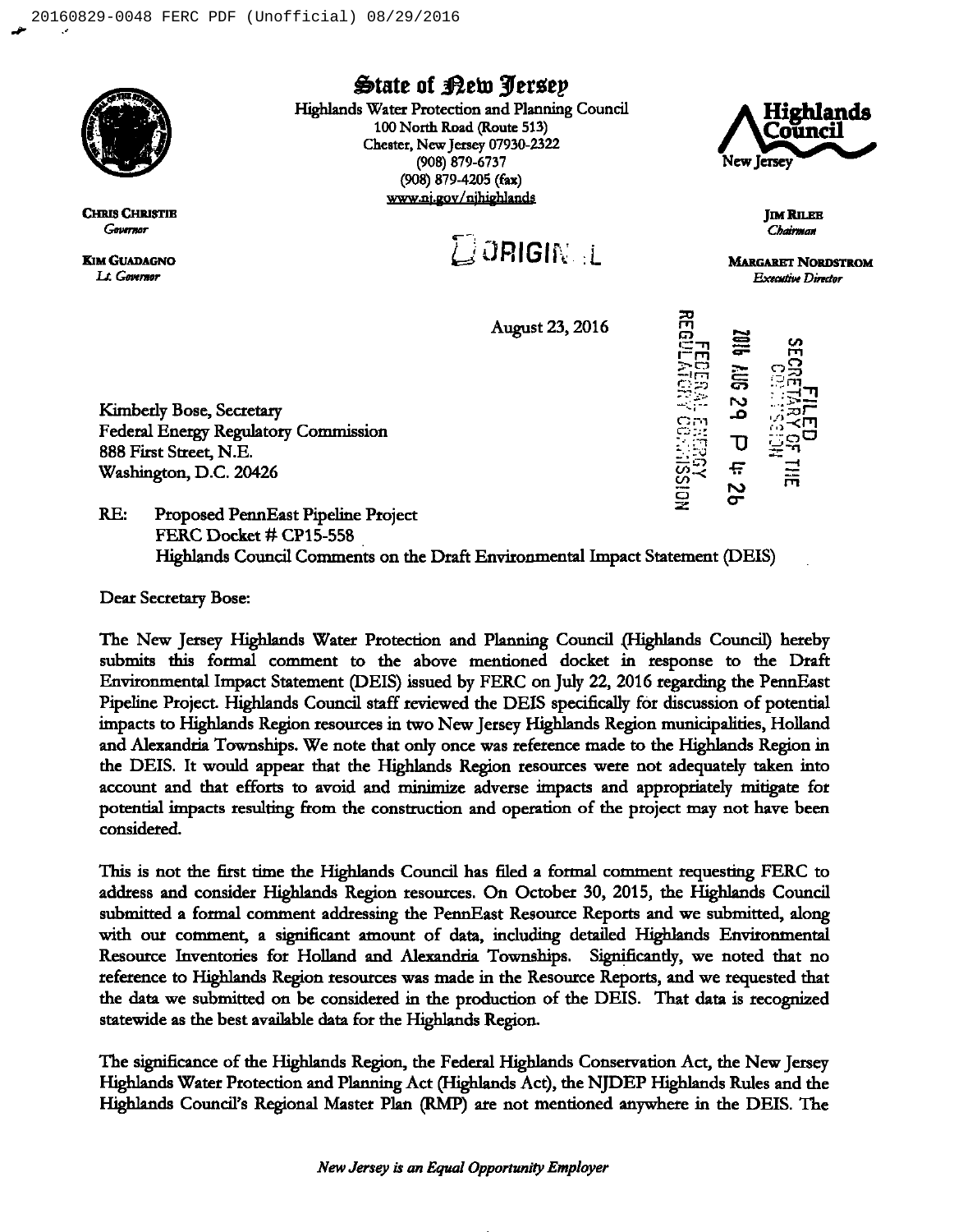# State of New Jersey

Highlands Water Protection and Planning Council
100 North Road (Route 513)
Chester, New Jersey 07930-2322
(908) 879-6737
(908) 879-4205 (fax)
www.nj.gov/njhighlands

**Highlands Council**
New Jersey

**CHRIS CHRISTIE**
*Governor*

**KIM GUADAGNO**
*Lt. Governor*

**JIM RILEE**
*Chairman*

**MARGARET NORDSTROM**
*Executive Director*

ORIGINAL

August 23, 2016

FILED
SECRETARY OF THE COMMISSION
2016 AUG 29 P 4: 26
FEDERAL ENERGY REGULATORY COMMISSION

Kimberly Bose, Secretary
Federal Energy Regulatory Commission
888 First Street, N.E.
Washington, D.C. 20426

RE: Proposed PennEast Pipeline Project
FERC Docket # CP15-558
Highlands Council Comments on the Draft Environmental Impact Statement (DEIS)

Dear Secretary Bose:

The New Jersey Highlands Water Protection and Planning Council (Highlands Council) hereby submits this formal comment to the above mentioned docket in response to the Draft Environmental Impact Statement (DEIS) issued by FERC on July 22, 2016 regarding the PennEast Pipeline Project. Highlands Council staff reviewed the DEIS specifically for discussion of potential impacts to Highlands Region resources in two New Jersey Highlands Region municipalities, Holland and Alexandria Townships. We note that only once was reference made to the Highlands Region in the DEIS. It would appear that the Highlands Region resources were not adequately taken into account and that efforts to avoid and minimize adverse impacts and appropriately mitigate for potential impacts resulting from the construction and operation of the project may not have been considered.

This is not the first time the Highlands Council has filed a formal comment requesting FERC to address and consider Highlands Region resources. On October 30, 2015, the Highlands Council submitted a formal comment addressing the PennEast Resource Reports and we submitted, along with our comment, a significant amount of data, including detailed Highlands Environmental Resource Inventories for Holland and Alexandria Townships. Significantly, we noted that no reference to Highlands Region resources was made in the Resource Reports, and we requested that the data we submitted on be considered in the production of the DEIS. That data is recognized statewide as the best available data for the Highlands Region.

The significance of the Highlands Region, the Federal Highlands Conservation Act, the New Jersey Highlands Water Protection and Planning Act (Highlands Act), the NJDEP Highlands Rules and the Highlands Council's Regional Master Plan (RMP) are not mentioned anywhere in the DEIS. The

*New Jersey is an Equal Opportunity Employer*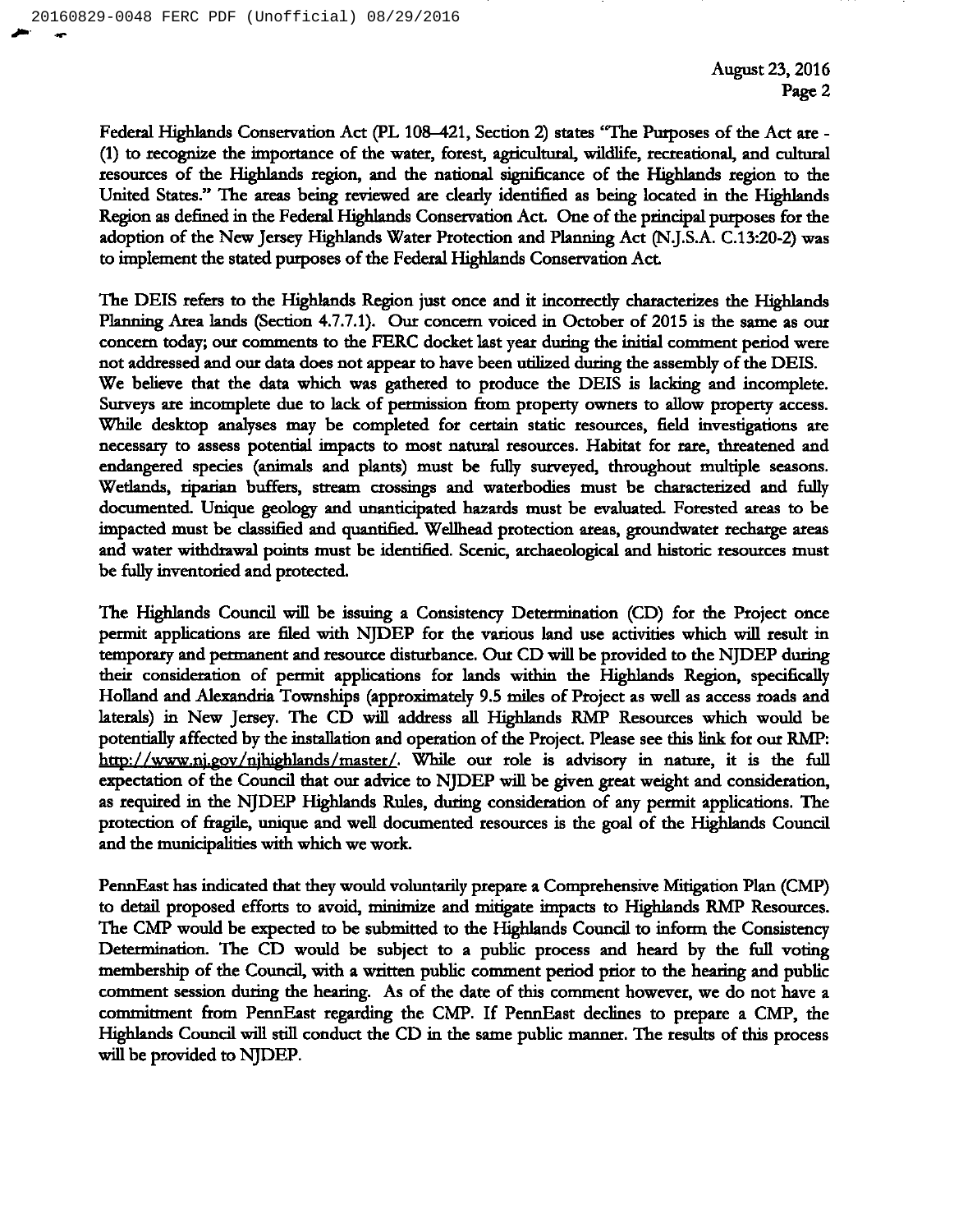Federal Highlands Conservation Act (PL 108–421, Section 2) states "The Purposes of the Act are - (1) to recognize the importance of the water, forest, agricultural, wildlife, recreational, and cultural resources of the Highlands region, and the national significance of the Highlands region to the United States." The areas being reviewed are clearly identified as being located in the Highlands Region as defined in the Federal Highlands Conservation Act. One of the principal purposes for the adoption of the New Jersey Highlands Water Protection and Planning Act (N.J.S.A. C.13:20-2) was to implement the stated purposes of the Federal Highlands Conservation Act.

The DEIS refers to the Highlands Region just once and it incorrectly characterizes the Highlands Planning Area lands (Section 4.7.7.1). Our concern voiced in October of 2015 is the same as our concern today; our comments to the FERC docket last year during the initial comment period were not addressed and our data does not appear to have been utilized during the assembly of the DEIS. We believe that the data which was gathered to produce the DEIS is lacking and incomplete. Surveys are incomplete due to lack of permission from property owners to allow property access. While desktop analyses may be completed for certain static resources, field investigations are necessary to assess potential impacts to most natural resources. Habitat for rare, threatened and endangered species (animals and plants) must be fully surveyed, throughout multiple seasons. Wetlands, riparian buffers, stream crossings and waterbodies must be characterized and fully documented. Unique geology and unanticipated hazards must be evaluated. Forested areas to be impacted must be classified and quantified. Wellhead protection areas, groundwater recharge areas and water withdrawal points must be identified. Scenic, archaeological and historic resources must be fully inventoried and protected.

The Highlands Council will be issuing a Consistency Determination (CD) for the Project once permit applications are filed with NJDEP for the various land use activities which will result in temporary and permanent and resource disturbance. Our CD will be provided to the NJDEP during their consideration of permit applications for lands within the Highlands Region, specifically Holland and Alexandria Townships (approximately 9.5 miles of Project as well as access roads and laterals) in New Jersey. The CD will address all Highlands RMP Resources which would be potentially affected by the installation and operation of the Project. Please see this link for our RMP: http://www.nj.gov/njhighlands/master/. While our role is advisory in nature, it is the full expectation of the Council that our advice to NJDEP will be given great weight and consideration, as required in the NJDEP Highlands Rules, during consideration of any permit applications. The protection of fragile, unique and well documented resources is the goal of the Highlands Council and the municipalities with which we work.

PennEast has indicated that they would voluntarily prepare a Comprehensive Mitigation Plan (CMP) to detail proposed efforts to avoid, minimize and mitigate impacts to Highlands RMP Resources. The CMP would be expected to be submitted to the Highlands Council to inform the Consistency Determination. The CD would be subject to a public process and heard by the full voting membership of the Council, with a written public comment period prior to the hearing and public comment session during the hearing. As of the date of this comment however, we do not have a commitment from PennEast regarding the CMP. If PennEast declines to prepare a CMP, the Highlands Council will still conduct the CD in the same public manner. The results of this process will be provided to NJDEP.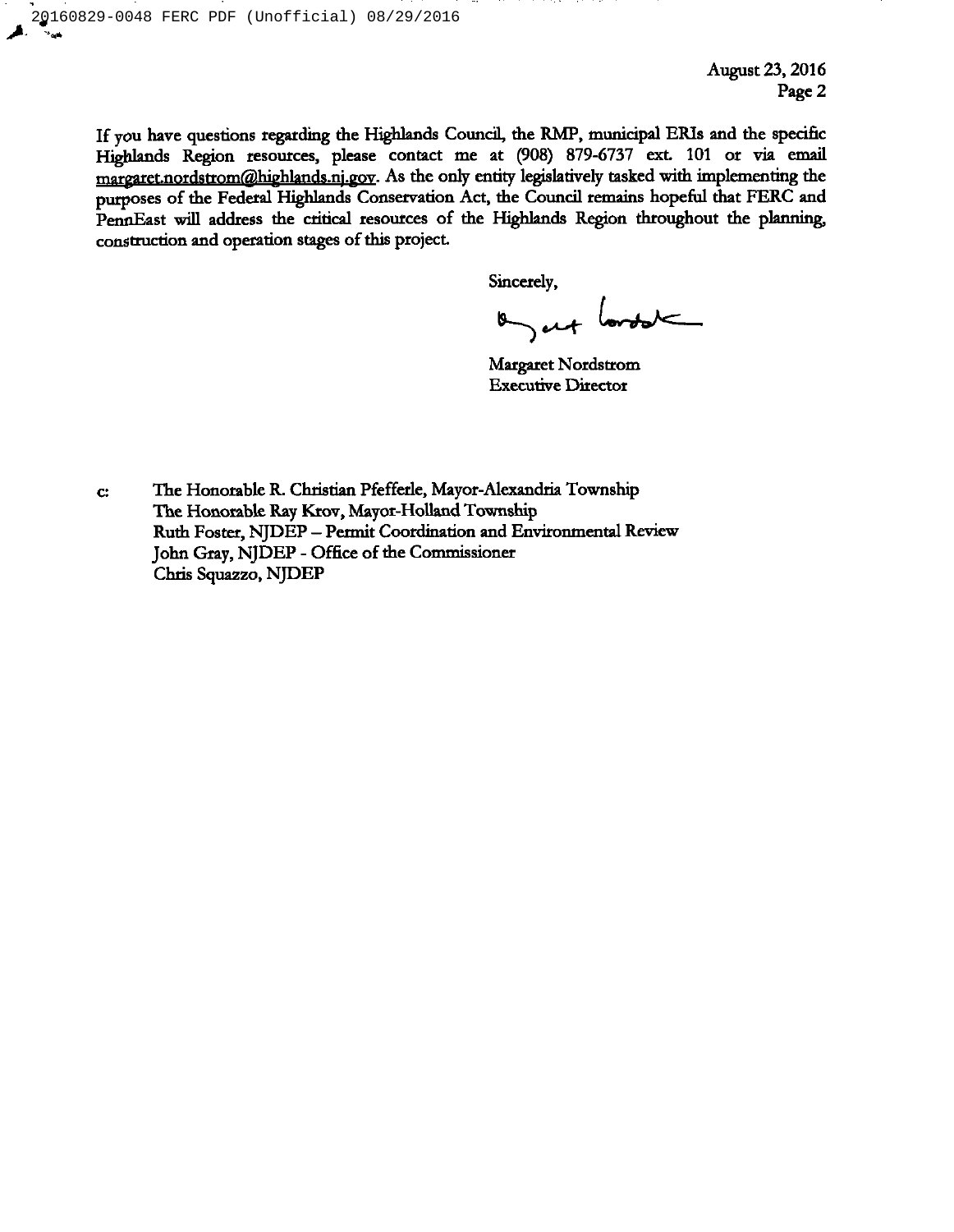If you have questions regarding the Highlands Council, the RMP, municipal ERIs and the specific Highlands Region resources, please contact me at (908) 879-6737 ext. 101 or via email margaret.nordstrom@highlands.nj.gov. As the only entity legislatively tasked with implementing the purposes of the Federal Highlands Conservation Act, the Council remains hopeful that FERC and PennEast will address the critical resources of the Highlands Region throughout the planning, construction and operation stages of this project.

Sincerely,

Margaret Nordstrom
Executive Director

c: The Honorable R. Christian Pfefferle, Mayor-Alexandria Township
The Honorable Ray Krov, Mayor-Holland Township
Ruth Foster, NJDEP – Permit Coordination and Environmental Review
John Gray, NJDEP - Office of the Commissioner
Chris Squazzo, NJDEP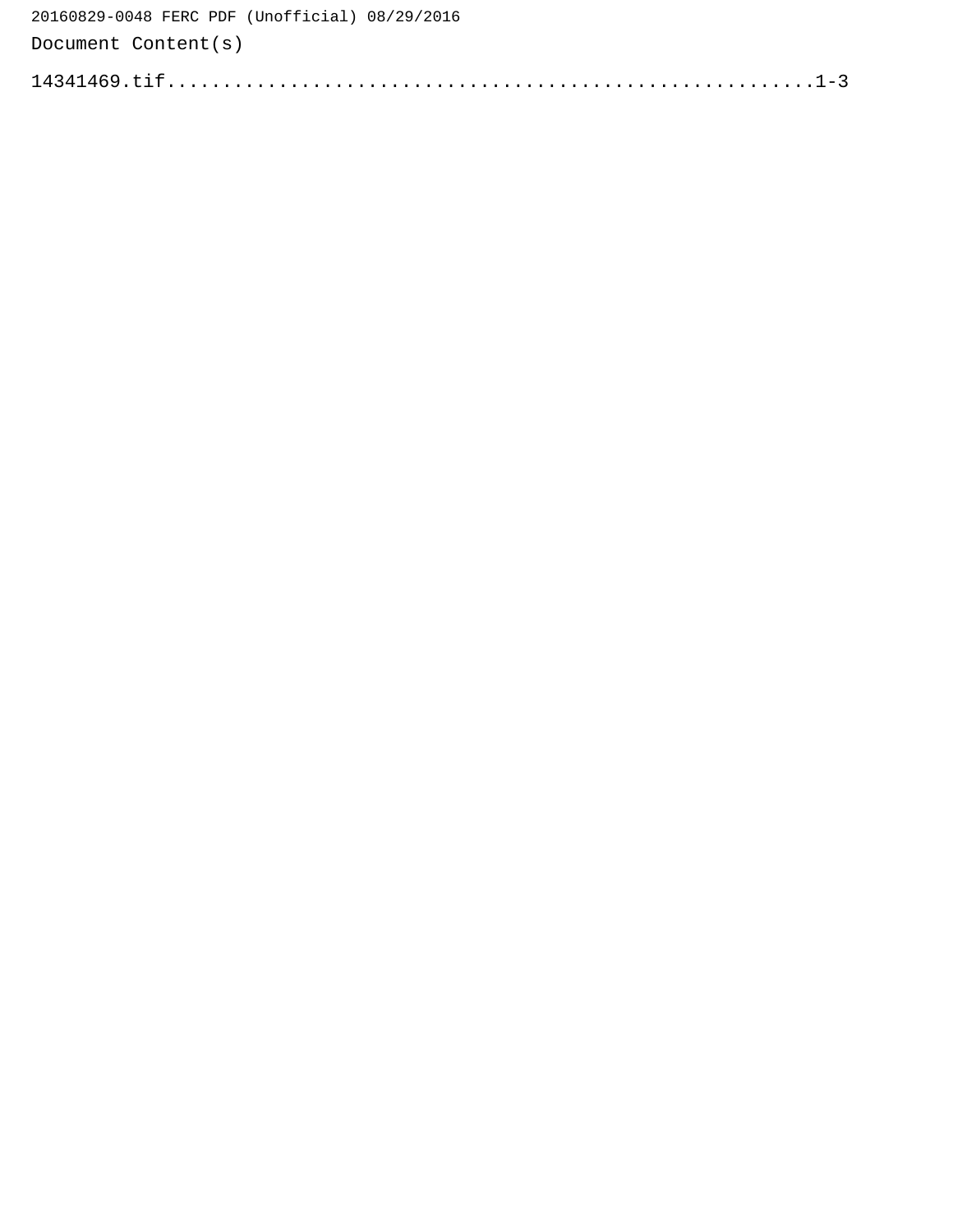Document Content(s)

14341469.tif......................................................1-3